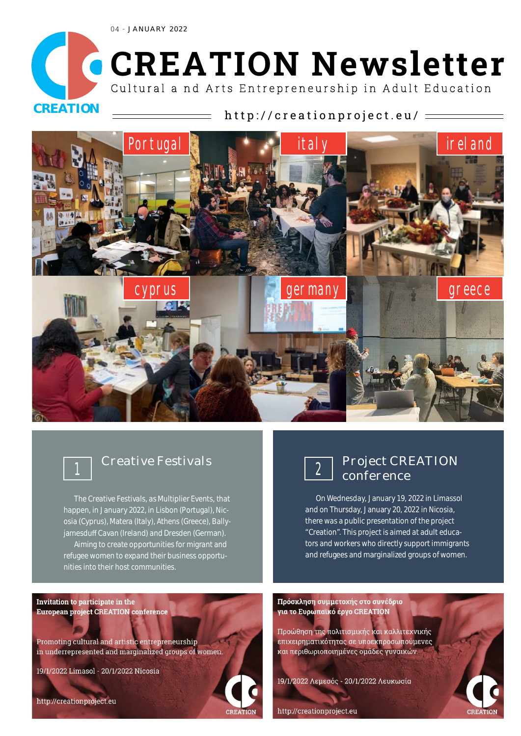04 - JANUARY 2022

# CREATION Newsletter

Cultural and Arts Entrepreneurship in Adult Education

http://creationproject.eu/

Portugal | italy | ireland | cyprus | germany | greece

## 1 Creative Festivals

The Creative Festivals, as Multiplier Events, that happen, in January 2022, in Lisbon (Portugal), Nicosia (Cyprus), Matera (Italy), Athens (Greece), Ballyjamesduff Cavan (Ireland) and Dresden (German).

Aiming to create opportunities for migrant and refugee women to expand their business opportunities into their host communities.

## 2 Project CREATION conference

On Wednesday, January 19, 2022 in Limassol and on Thursday, January 20, 2022 in Nicosia, there was a public presentation of the project "Creation". This project is aimed at adult educators and workers who directly support immigrants and refugees and marginalized groups of women.

**Invitation to participate in the European project CREATION conference**

Promoting cultural and artistic entrepreneurship in underrepresented and marginalized groups of women.

19/1/2022 Limasol - 20/1/2022 Nicosia

http://creationproject.eu

**Πρόσκληση συμμετοχής στο συνέδριο για το Ευρωπαϊκό έργο CREATION**

Προώθηση της πολιτισμικής και καλλιτεχνικής επιχειρηματικότητας σε υποεκπροσωπούμενες και περιθωριοποιημένες ομάδες γυναικών.

19/1/2022 Λεμεσός - 20/1/2022 Λευκωσία

http://creationproject.eu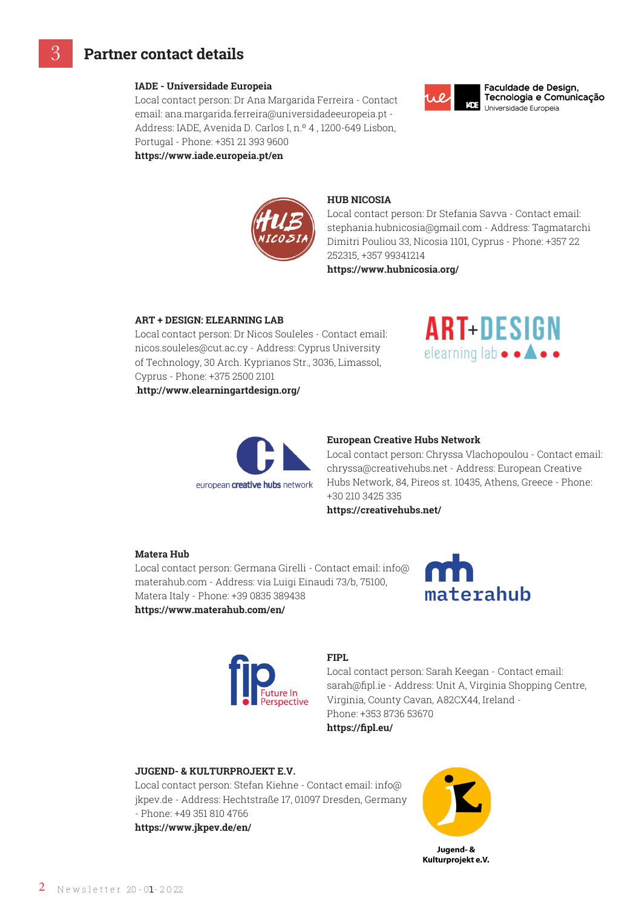# 3 Partner contact details

**IADE - Universidade Europeia**
Local contact person: Dr Ana Margarida Ferreira - Contact email: ana.margarida.ferreira@universidadeeuropeia.pt - Address: IADE, Avenida D. Carlos I, n.º 4 , 1200-649 Lisbon, Portugal - Phone: +351 21 393 9600
**https://www.iade.europeia.pt/en**

**HUB NICOSIA**
Local contact person: Dr Stefania Savva - Contact email: stephania.hubnicosia@gmail.com - Address: Tagmatarchi Dimitri Pouliou 33, Nicosia 1101, Cyprus - Phone: +357 22 252315, +357 99341214
**https://www.hubnicosia.org/**

**ART + DESIGN: ELEARNING LAB**
Local contact person: Dr Nicos Souleles - Contact email: nicos.souleles@cut.ac.cy - Address: Cyprus University of Technology, 30 Arch. Kyprianos Str., 3036, Limassol, Cyprus - Phone: +375 2500 2101
.**http://www.elearningartdesign.org/**

**European Creative Hubs Network**
Local contact person: Chryssa Vlachopoulou - Contact email: chryssa@creativehubs.net - Address: European Creative Hubs Network, 84, Pireos st. 10435, Athens, Greece - Phone: +30 210 3425 335
**https://creativehubs.net/**

**Matera Hub**
Local contact person: Germana Girelli - Contact email: info@materahub.com - Address: via Luigi Einaudi 73/b, 75100, Matera Italy - Phone: +39 0835 389438
**https://www.materahub.com/en/**

**FIPL**
Local contact person: Sarah Keegan - Contact email: sarah@fipl.ie - Address: Unit A, Virginia Shopping Centre, Virginia, County Cavan, A82CX44, Ireland - Phone: +353 8736 53670
**https://fipl.eu/**

**JUGEND- & KULTURPROJEKT E.V.**
Local contact person: Stefan Kiehne - Contact email: info@jkpev.de - Address: Hechtstraße 17, 01097 Dresden, Germany - Phone: +49 351 810 4766
**https://www.jkpev.de/en/**